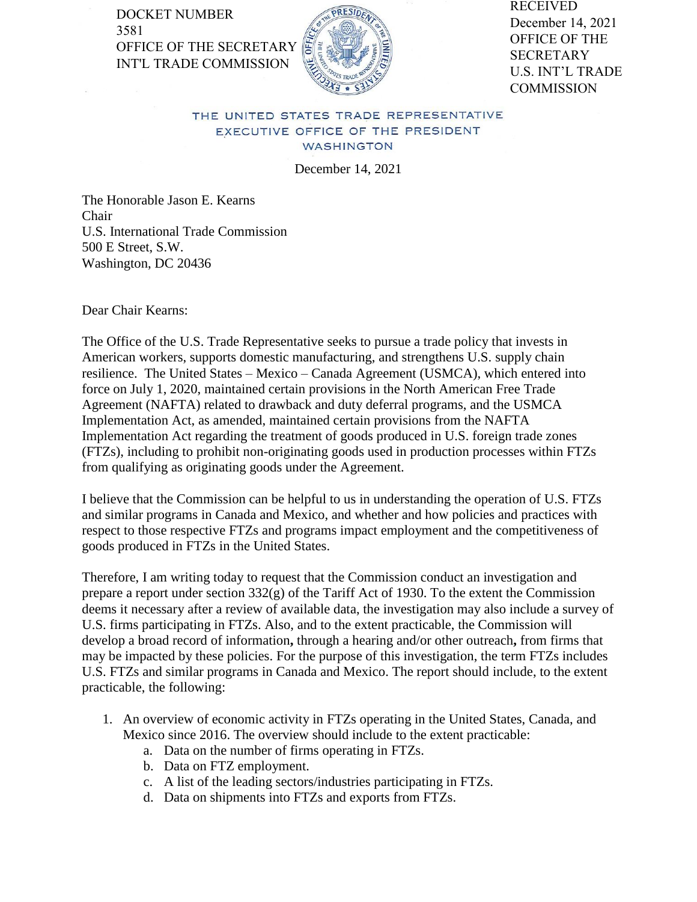DOCKET NUMBER
3581
OFFICE OF THE SECRETARY
INT'L TRADE COMMISSION

RECEIVED
December 14, 2021
OFFICE OF THE
SECRETARY
U.S. INT'L TRADE
COMMISSION

THE UNITED STATES TRADE REPRESENTATIVE
EXECUTIVE OFFICE OF THE PRESIDENT
WASHINGTON

December 14, 2021

The Honorable Jason E. Kearns
Chair
U.S. International Trade Commission
500 E Street, S.W.
Washington, DC 20436

Dear Chair Kearns:

The Office of the U.S. Trade Representative seeks to pursue a trade policy that invests in American workers, supports domestic manufacturing, and strengthens U.S. supply chain resilience. The United States – Mexico – Canada Agreement (USMCA), which entered into force on July 1, 2020, maintained certain provisions in the North American Free Trade Agreement (NAFTA) related to drawback and duty deferral programs, and the USMCA Implementation Act, as amended, maintained certain provisions from the NAFTA Implementation Act regarding the treatment of goods produced in U.S. foreign trade zones (FTZs), including to prohibit non-originating goods used in production processes within FTZs from qualifying as originating goods under the Agreement.

I believe that the Commission can be helpful to us in understanding the operation of U.S. FTZs and similar programs in Canada and Mexico, and whether and how policies and practices with respect to those respective FTZs and programs impact employment and the competitiveness of goods produced in FTZs in the United States.

Therefore, I am writing today to request that the Commission conduct an investigation and prepare a report under section 332(g) of the Tariff Act of 1930. To the extent the Commission deems it necessary after a review of available data, the investigation may also include a survey of U.S. firms participating in FTZs. Also, and to the extent practicable, the Commission will develop a broad record of information**,** through a hearing and/or other outreach**,** from firms that may be impacted by these policies. For the purpose of this investigation, the term FTZs includes U.S. FTZs and similar programs in Canada and Mexico. The report should include, to the extent practicable, the following:

1. An overview of economic activity in FTZs operating in the United States, Canada, and Mexico since 2016. The overview should include to the extent practicable:
   a. Data on the number of firms operating in FTZs.
   b. Data on FTZ employment.
   c. A list of the leading sectors/industries participating in FTZs.
   d. Data on shipments into FTZs and exports from FTZs.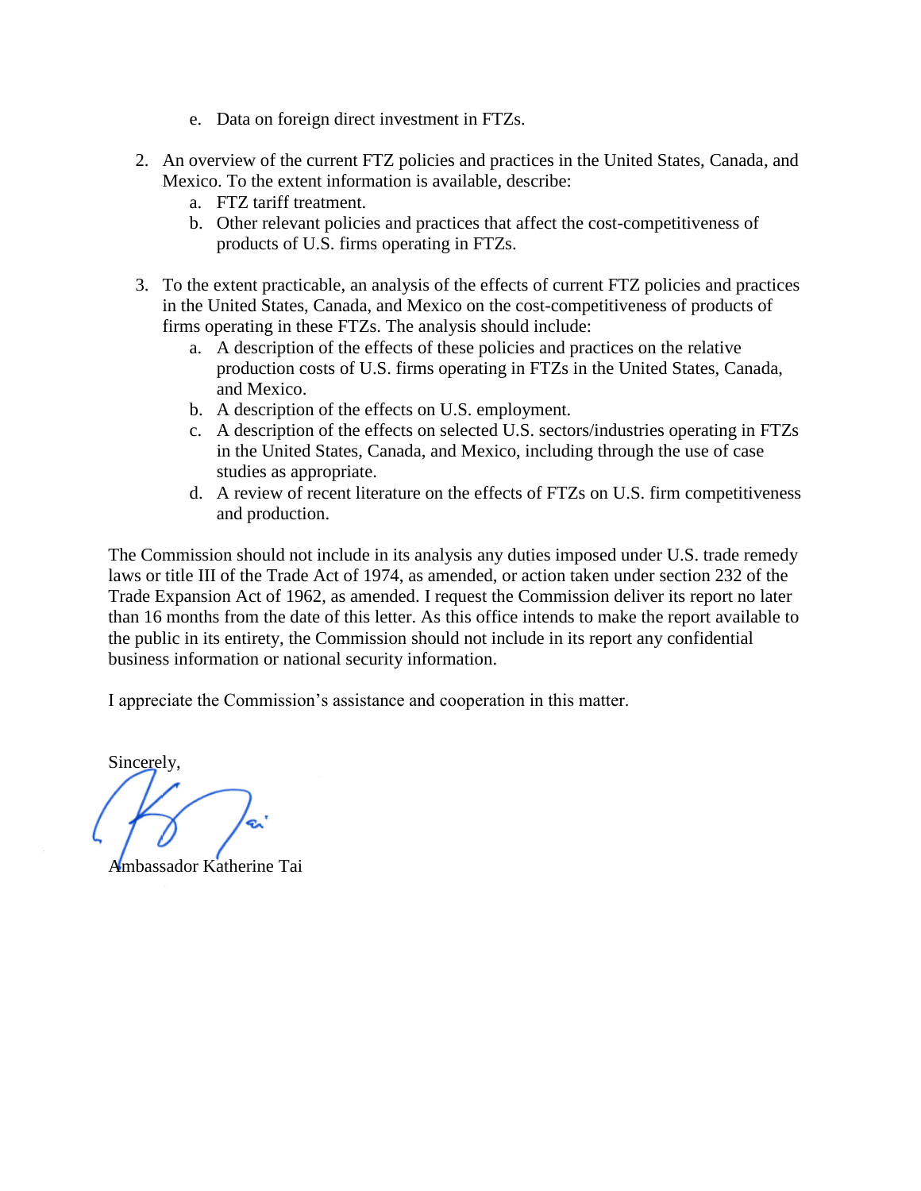e. Data on foreign direct investment in FTZs.

2. An overview of the current FTZ policies and practices in the United States, Canada, and Mexico. To the extent information is available, describe:
   a. FTZ tariff treatment.
   b. Other relevant policies and practices that affect the cost-competitiveness of products of U.S. firms operating in FTZs.

3. To the extent practicable, an analysis of the effects of current FTZ policies and practices in the United States, Canada, and Mexico on the cost-competitiveness of products of firms operating in these FTZs. The analysis should include:
   a. A description of the effects of these policies and practices on the relative production costs of U.S. firms operating in FTZs in the United States, Canada, and Mexico.
   b. A description of the effects on U.S. employment.
   c. A description of the effects on selected U.S. sectors/industries operating in FTZs in the United States, Canada, and Mexico, including through the use of case studies as appropriate.
   d. A review of recent literature on the effects of FTZs on U.S. firm competitiveness and production.

The Commission should not include in its analysis any duties imposed under U.S. trade remedy laws or title III of the Trade Act of 1974, as amended, or action taken under section 232 of the Trade Expansion Act of 1962, as amended. I request the Commission deliver its report no later than 16 months from the date of this letter. As this office intends to make the report available to the public in its entirety, the Commission should not include in its report any confidential business information or national security information.

I appreciate the Commission's assistance and cooperation in this matter.

Sincerely,

Ambassador Katherine Tai